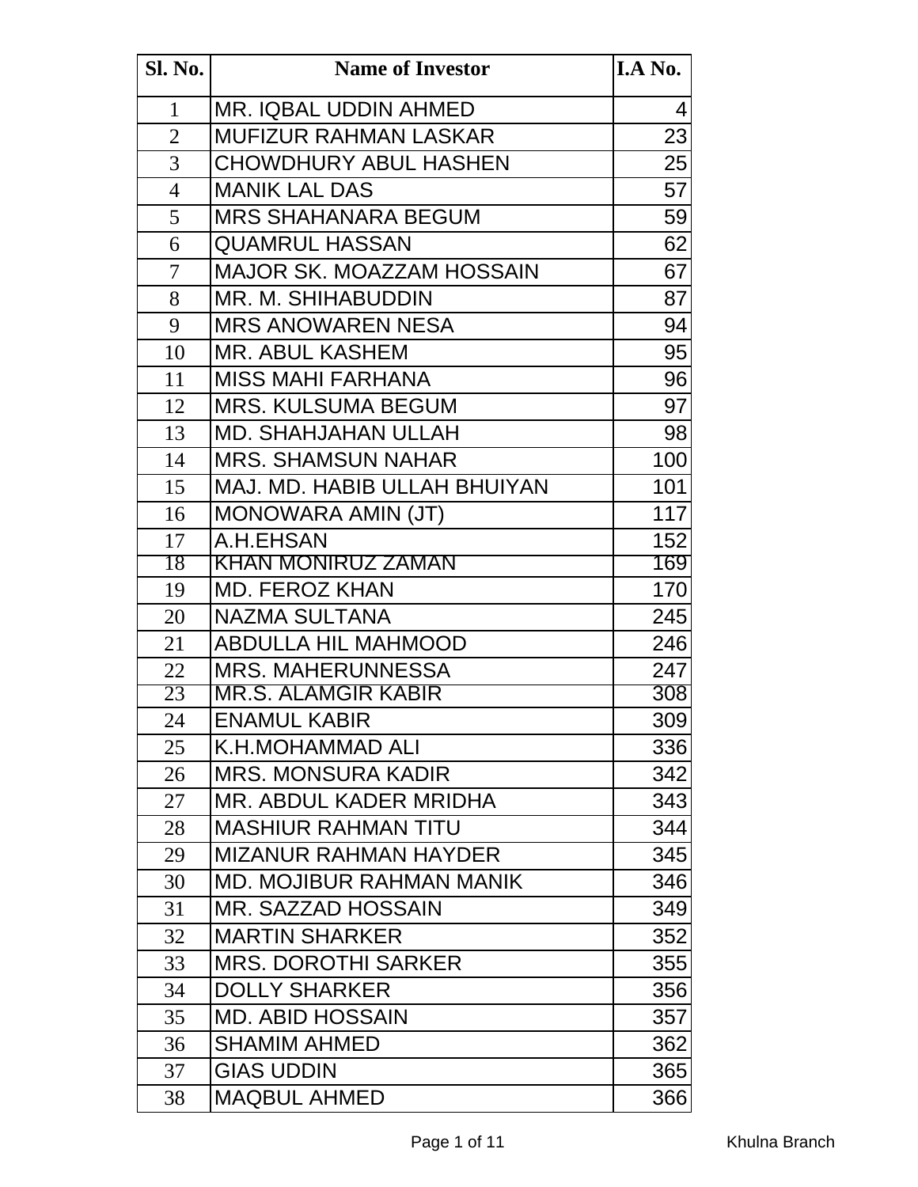| Sl. No. | Name of Investor | I.A No. |
|---|---|---|
| 1 | MR. IQBAL UDDIN AHMED | 4 |
| 2 | MUFIZUR RAHMAN LASKAR | 23 |
| 3 | CHOWDHURY ABUL HASHEN | 25 |
| 4 | MANIK LAL DAS | 57 |
| 5 | MRS SHAHANARA BEGUM | 59 |
| 6 | QUAMRUL HASSAN | 62 |
| 7 | MAJOR SK. MOAZZAM HOSSAIN | 67 |
| 8 | MR. M. SHIHABUDDIN | 87 |
| 9 | MRS ANOWAREN NESA | 94 |
| 10 | MR. ABUL KASHEM | 95 |
| 11 | MISS MAHI FARHANA | 96 |
| 12 | MRS. KULSUMA BEGUM | 97 |
| 13 | MD. SHAHJAHAN ULLAH | 98 |
| 14 | MRS. SHAMSUN NAHAR | 100 |
| 15 | MAJ. MD. HABIB ULLAH BHUIYAN | 101 |
| 16 | MONOWARA AMIN (JT) | 117 |
| 17 | A.H.EHSAN | 152 |
| 18 | KHAN MONIRUZ ZAMAN | 169 |
| 19 | MD. FEROZ KHAN | 170 |
| 20 | NAZMA SULTANA | 245 |
| 21 | ABDULLA HIL MAHMOOD | 246 |
| 22 | MRS. MAHERUNNESSA | 247 |
| 23 | MR.S. ALAMGIR KABIR | 308 |
| 24 | ENAMUL KABIR | 309 |
| 25 | K.H.MOHAMMAD ALI | 336 |
| 26 | MRS. MONSURA KADIR | 342 |
| 27 | MR. ABDUL KADER MRIDHA | 343 |
| 28 | MASHIUR RAHMAN TITU | 344 |
| 29 | MIZANUR RAHMAN HAYDER | 345 |
| 30 | MD. MOJIBUR RAHMAN MANIK | 346 |
| 31 | MR. SAZZAD HOSSAIN | 349 |
| 32 | MARTIN SHARKER | 352 |
| 33 | MRS. DOROTHI SARKER | 355 |
| 34 | DOLLY SHARKER | 356 |
| 35 | MD. ABID HOSSAIN | 357 |
| 36 | SHAMIM AHMED | 362 |
| 37 | GIAS UDDIN | 365 |
| 38 | MAQBUL AHMED | 366 |

Khulna Branch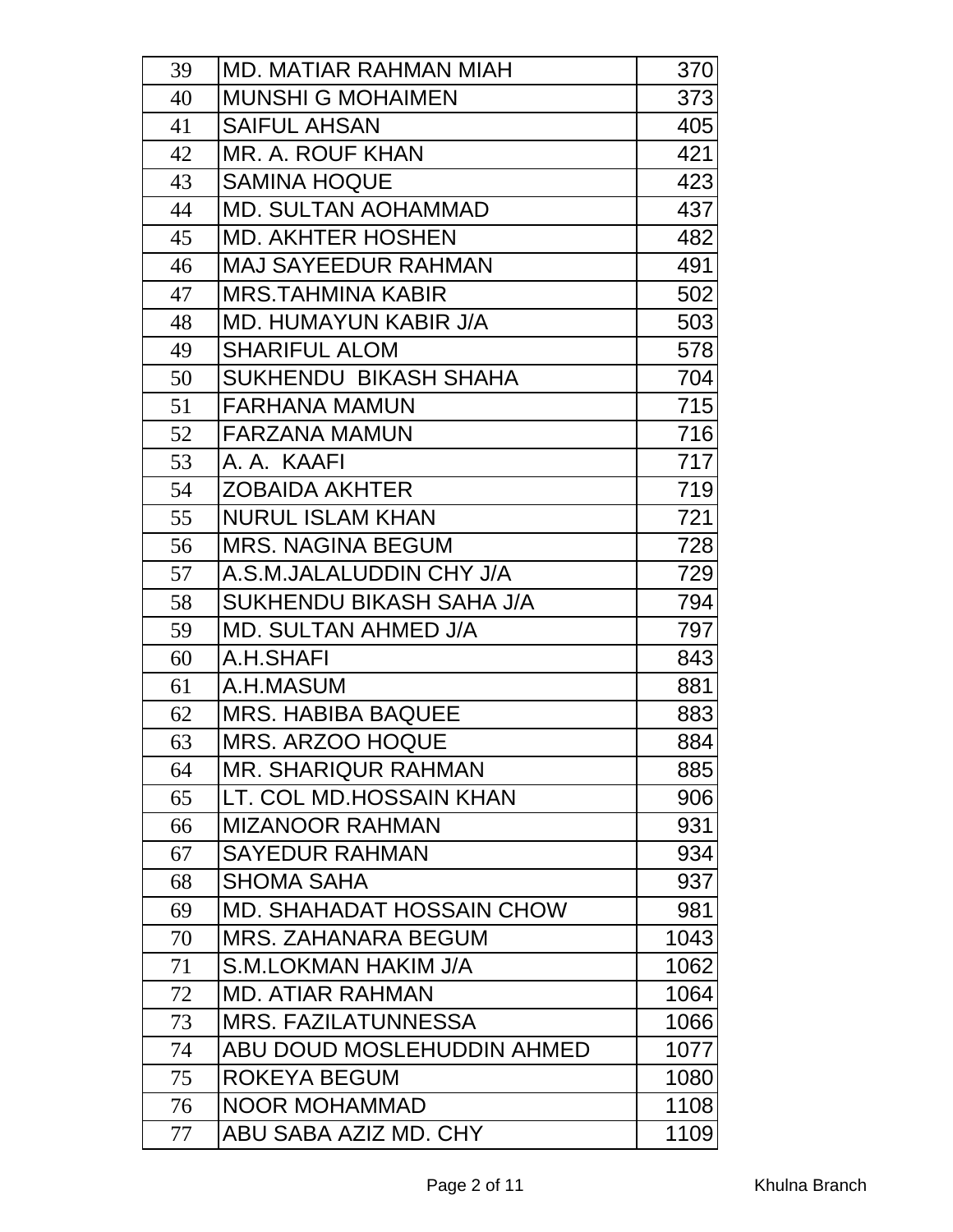| | | |
|---|---|---|
| 39 | MD. MATIAR RAHMAN MIAH | 370 |
| 40 | MUNSHI G MOHAIMEN | 373 |
| 41 | SAIFUL AHSAN | 405 |
| 42 | MR. A. ROUF KHAN | 421 |
| 43 | SAMINA HOQUE | 423 |
| 44 | MD. SULTAN AOHAMMAD | 437 |
| 45 | MD. AKHTER HOSHEN | 482 |
| 46 | MAJ SAYEEDUR RAHMAN | 491 |
| 47 | MRS.TAHMINA KABIR | 502 |
| 48 | MD. HUMAYUN KABIR J/A | 503 |
| 49 | SHARIFUL ALOM | 578 |
| 50 | SUKHENDU  BIKASH SHAHA | 704 |
| 51 | FARHANA MAMUN | 715 |
| 52 | FARZANA MAMUN | 716 |
| 53 | A. A.  KAAFI | 717 |
| 54 | ZOBAIDA AKHTER | 719 |
| 55 | NURUL ISLAM KHAN | 721 |
| 56 | MRS. NAGINA BEGUM | 728 |
| 57 | A.S.M.JALALUDDIN CHY J/A | 729 |
| 58 | SUKHENDU BIKASH SAHA J/A | 794 |
| 59 | MD. SULTAN AHMED J/A | 797 |
| 60 | A.H.SHAFI | 843 |
| 61 | A.H.MASUM | 881 |
| 62 | MRS. HABIBA BAQUEE | 883 |
| 63 | MRS. ARZOO HOQUE | 884 |
| 64 | MR. SHARIQUR RAHMAN | 885 |
| 65 | LT. COL MD.HOSSAIN KHAN | 906 |
| 66 | MIZANOOR RAHMAN | 931 |
| 67 | SAYEDUR RAHMAN | 934 |
| 68 | SHOMA SAHA | 937 |
| 69 | MD. SHAHADAT HOSSAIN CHOW | 981 |
| 70 | MRS. ZAHANARA BEGUM | 1043 |
| 71 | S.M.LOKMAN HAKIM J/A | 1062 |
| 72 | MD. ATIAR RAHMAN | 1064 |
| 73 | MRS. FAZILATUNNESSA | 1066 |
| 74 | ABU DOUD MOSLEHUDDIN AHMED | 1077 |
| 75 | ROKEYA BEGUM | 1080 |
| 76 | NOOR MOHAMMAD | 1108 |
| 77 | ABU SABA AZIZ MD. CHY | 1109 |

Khulna Branch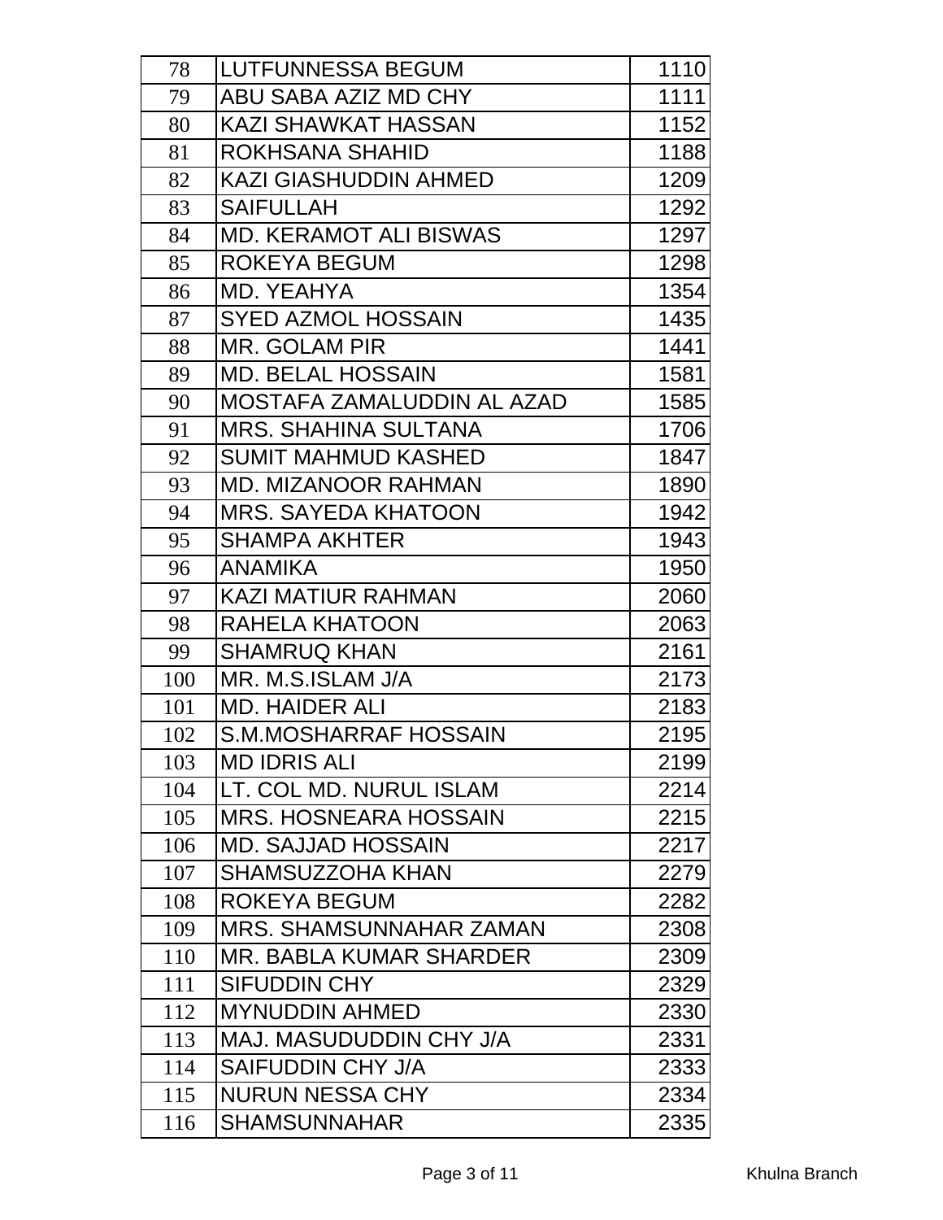| | | |
|---|---|---|
| 78 | LUTFUNNESSA BEGUM | 1110 |
| 79 | ABU SABA AZIZ MD CHY | 1111 |
| 80 | KAZI SHAWKAT HASSAN | 1152 |
| 81 | ROKHSANA SHAHID | 1188 |
| 82 | KAZI GIASHUDDIN AHMED | 1209 |
| 83 | SAIFULLAH | 1292 |
| 84 | MD. KERAMOT ALI BISWAS | 1297 |
| 85 | ROKEYA BEGUM | 1298 |
| 86 | MD. YEAHYA | 1354 |
| 87 | SYED AZMOL HOSSAIN | 1435 |
| 88 | MR. GOLAM PIR | 1441 |
| 89 | MD. BELAL HOSSAIN | 1581 |
| 90 | MOSTAFA ZAMALUDDIN AL AZAD | 1585 |
| 91 | MRS. SHAHINA SULTANA | 1706 |
| 92 | SUMIT MAHMUD KASHED | 1847 |
| 93 | MD. MIZANOOR RAHMAN | 1890 |
| 94 | MRS. SAYEDA KHATOON | 1942 |
| 95 | SHAMPA AKHTER | 1943 |
| 96 | ANAMIKA | 1950 |
| 97 | KAZI MATIUR RAHMAN | 2060 |
| 98 | RAHELA KHATOON | 2063 |
| 99 | SHAMRUQ KHAN | 2161 |
| 100 | MR. M.S.ISLAM J/A | 2173 |
| 101 | MD. HAIDER ALI | 2183 |
| 102 | S.M.MOSHARRAF HOSSAIN | 2195 |
| 103 | MD IDRIS ALI | 2199 |
| 104 | LT. COL MD. NURUL ISLAM | 2214 |
| 105 | MRS. HOSNEARA HOSSAIN | 2215 |
| 106 | MD. SAJJAD HOSSAIN | 2217 |
| 107 | SHAMSUZZOHA KHAN | 2279 |
| 108 | ROKEYA BEGUM | 2282 |
| 109 | MRS. SHAMSUNNAHAR ZAMAN | 2308 |
| 110 | MR. BABLA KUMAR SHARDER | 2309 |
| 111 | SIFUDDIN CHY | 2329 |
| 112 | MYNUDDIN AHMED | 2330 |
| 113 | MAJ. MASUDUDDIN CHY J/A | 2331 |
| 114 | SAIFUDDIN CHY J/A | 2333 |
| 115 | NURUN NESSA CHY | 2334 |
| 116 | SHAMSUNNAHAR | 2335 |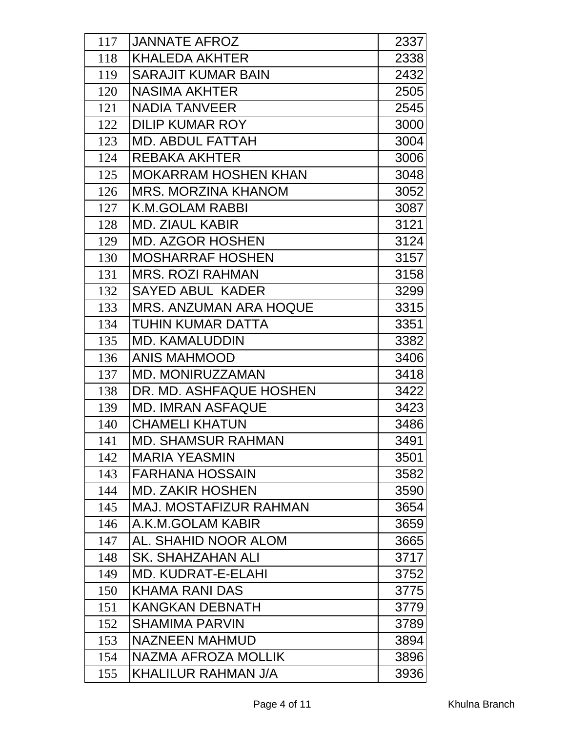| 117 | JANNATE AFROZ | 2337 |
|---|---|---|
| 118 | KHALEDA AKHTER | 2338 |
| 119 | SARAJIT KUMAR BAIN | 2432 |
| 120 | NASIMA AKHTER | 2505 |
| 121 | NADIA TANVEER | 2545 |
| 122 | DILIP KUMAR ROY | 3000 |
| 123 | MD. ABDUL FATTAH | 3004 |
| 124 | REBAKA AKHTER | 3006 |
| 125 | MOKARRAM HOSHEN KHAN | 3048 |
| 126 | MRS. MORZINA KHANOM | 3052 |
| 127 | K.M.GOLAM RABBI | 3087 |
| 128 | MD. ZIAUL KABIR | 3121 |
| 129 | MD. AZGOR HOSHEN | 3124 |
| 130 | MOSHARRAF HOSHEN | 3157 |
| 131 | MRS. ROZI RAHMAN | 3158 |
| 132 | SAYED ABUL KADER | 3299 |
| 133 | MRS. ANZUMAN ARA HOQUE | 3315 |
| 134 | TUHIN KUMAR DATTA | 3351 |
| 135 | MD. KAMALUDDIN | 3382 |
| 136 | ANIS MAHMOOD | 3406 |
| 137 | MD. MONIRUZZAMAN | 3418 |
| 138 | DR. MD. ASHFAQUE HOSHEN | 3422 |
| 139 | MD. IMRAN ASFAQUE | 3423 |
| 140 | CHAMELI KHATUN | 3486 |
| 141 | MD. SHAMSUR RAHMAN | 3491 |
| 142 | MARIA YEASMIN | 3501 |
| 143 | FARHANA HOSSAIN | 3582 |
| 144 | MD. ZAKIR HOSHEN | 3590 |
| 145 | MAJ. MOSTAFIZUR RAHMAN | 3654 |
| 146 | A.K.M.GOLAM KABIR | 3659 |
| 147 | AL. SHAHID NOOR ALOM | 3665 |
| 148 | SK. SHAHZAHAN ALI | 3717 |
| 149 | MD. KUDRAT-E-ELAHI | 3752 |
| 150 | KHAMA RANI DAS | 3775 |
| 151 | KANGKAN DEBNATH | 3779 |
| 152 | SHAMIMA PARVIN | 3789 |
| 153 | NAZNEEN MAHMUD | 3894 |
| 154 | NAZMA AFROZA MOLLIK | 3896 |
| 155 | KHALILUR RAHMAN J/A | 3936 |

Khulna Branch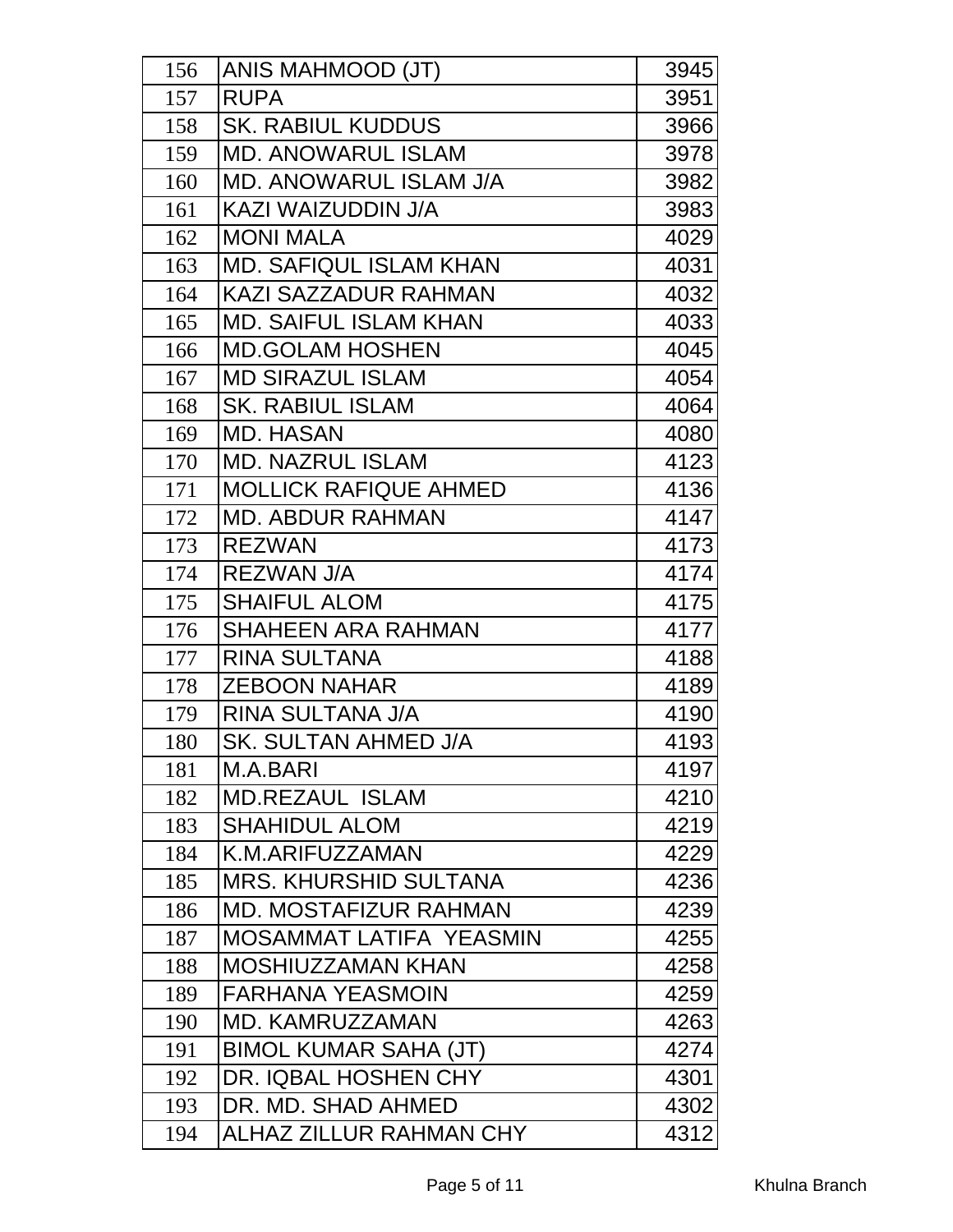| 156 | ANIS MAHMOOD (JT) | 3945 |
|---|---|---|
| 157 | RUPA | 3951 |
| 158 | SK. RABIUL KUDDUS | 3966 |
| 159 | MD. ANOWARUL ISLAM | 3978 |
| 160 | MD. ANOWARUL ISLAM J/A | 3982 |
| 161 | KAZI WAIZUDDIN J/A | 3983 |
| 162 | MONI MALA | 4029 |
| 163 | MD. SAFIQUL ISLAM KHAN | 4031 |
| 164 | KAZI SAZZADUR RAHMAN | 4032 |
| 165 | MD. SAIFUL ISLAM KHAN | 4033 |
| 166 | MD.GOLAM HOSHEN | 4045 |
| 167 | MD SIRAZUL ISLAM | 4054 |
| 168 | SK. RABIUL ISLAM | 4064 |
| 169 | MD. HASAN | 4080 |
| 170 | MD. NAZRUL ISLAM | 4123 |
| 171 | MOLLICK RAFIQUE AHMED | 4136 |
| 172 | MD. ABDUR RAHMAN | 4147 |
| 173 | REZWAN | 4173 |
| 174 | REZWAN J/A | 4174 |
| 175 | SHAIFUL ALOM | 4175 |
| 176 | SHAHEEN ARA RAHMAN | 4177 |
| 177 | RINA SULTANA | 4188 |
| 178 | ZEBOON NAHAR | 4189 |
| 179 | RINA SULTANA J/A | 4190 |
| 180 | SK. SULTAN AHMED J/A | 4193 |
| 181 | M.A.BARI | 4197 |
| 182 | MD.REZAUL ISLAM | 4210 |
| 183 | SHAHIDUL ALOM | 4219 |
| 184 | K.M.ARIFUZZAMAN | 4229 |
| 185 | MRS. KHURSHID SULTANA | 4236 |
| 186 | MD. MOSTAFIZUR RAHMAN | 4239 |
| 187 | MOSAMMAT LATIFA YEASMIN | 4255 |
| 188 | MOSHIUZZAMAN KHAN | 4258 |
| 189 | FARHANA YEASMOIN | 4259 |
| 190 | MD. KAMRUZZAMAN | 4263 |
| 191 | BIMOL KUMAR SAHA (JT) | 4274 |
| 192 | DR. IQBAL HOSHEN CHY | 4301 |
| 193 | DR. MD. SHAD AHMED | 4302 |
| 194 | ALHAZ ZILLUR RAHMAN CHY | 4312 |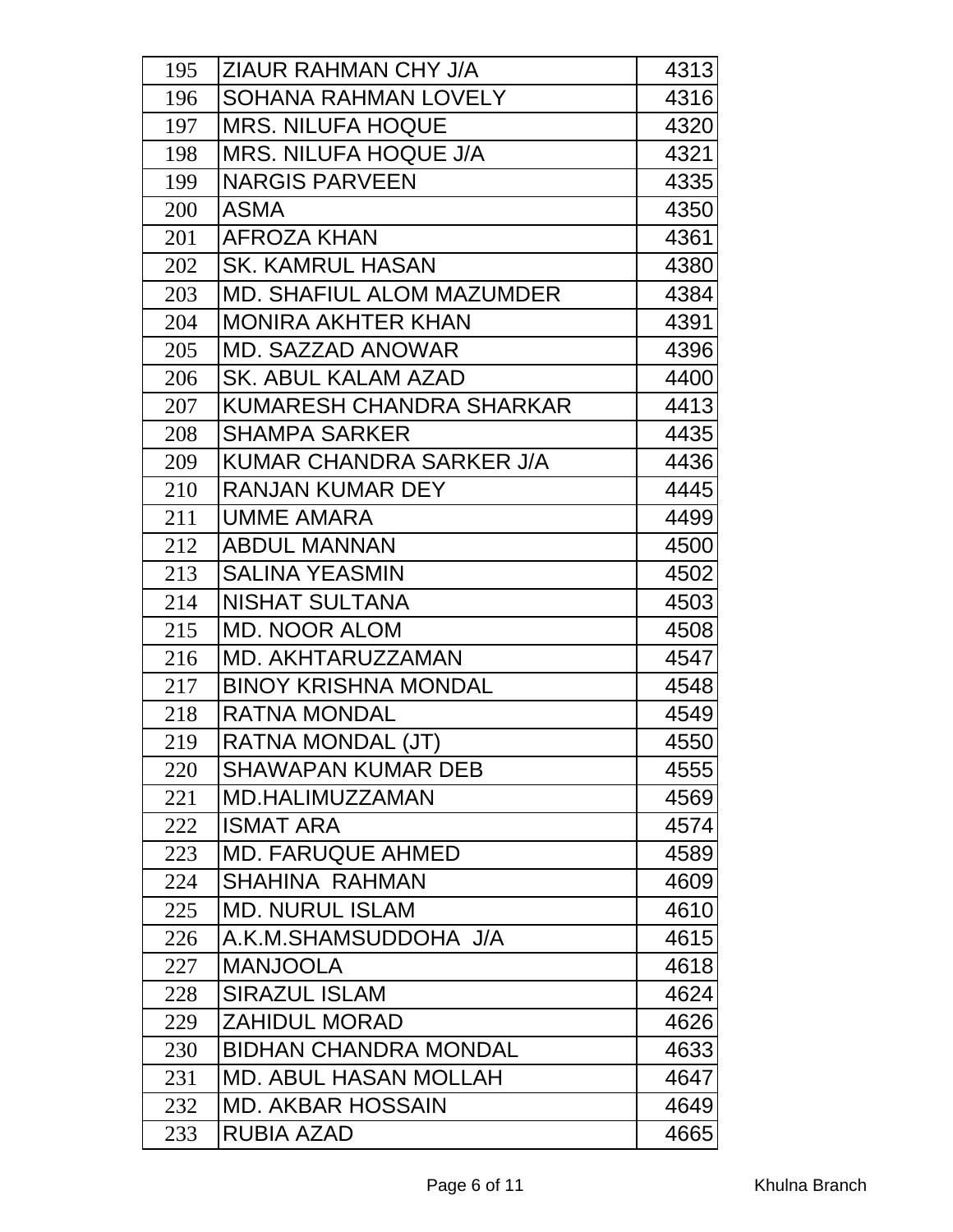| | | |
|---|---|---|
| 195 | ZIAUR RAHMAN CHY J/A | 4313 |
| 196 | SOHANA RAHMAN LOVELY | 4316 |
| 197 | MRS. NILUFA HOQUE | 4320 |
| 198 | MRS. NILUFA HOQUE J/A | 4321 |
| 199 | NARGIS PARVEEN | 4335 |
| 200 | ASMA | 4350 |
| 201 | AFROZA KHAN | 4361 |
| 202 | SK. KAMRUL HASAN | 4380 |
| 203 | MD. SHAFIUL ALOM MAZUMDER | 4384 |
| 204 | MONIRA AKHTER KHAN | 4391 |
| 205 | MD. SAZZAD ANOWAR | 4396 |
| 206 | SK. ABUL KALAM AZAD | 4400 |
| 207 | KUMARESH CHANDRA SHARKAR | 4413 |
| 208 | SHAMPA SARKER | 4435 |
| 209 | KUMAR CHANDRA SARKER J/A | 4436 |
| 210 | RANJAN KUMAR DEY | 4445 |
| 211 | UMME AMARA | 4499 |
| 212 | ABDUL MANNAN | 4500 |
| 213 | SALINA YEASMIN | 4502 |
| 214 | NISHAT SULTANA | 4503 |
| 215 | MD. NOOR ALOM | 4508 |
| 216 | MD. AKHTARUZZAMAN | 4547 |
| 217 | BINOY KRISHNA MONDAL | 4548 |
| 218 | RATNA MONDAL | 4549 |
| 219 | RATNA MONDAL (JT) | 4550 |
| 220 | SHAWAPAN KUMAR DEB | 4555 |
| 221 | MD.HALIMUZZAMAN | 4569 |
| 222 | ISMAT ARA | 4574 |
| 223 | MD. FARUQUE AHMED | 4589 |
| 224 | SHAHINA RAHMAN | 4609 |
| 225 | MD. NURUL ISLAM | 4610 |
| 226 | A.K.M.SHAMSUDDOHA J/A | 4615 |
| 227 | MANJOOLA | 4618 |
| 228 | SIRAZUL ISLAM | 4624 |
| 229 | ZAHIDUL MORAD | 4626 |
| 230 | BIDHAN CHANDRA MONDAL | 4633 |
| 231 | MD. ABUL HASAN MOLLAH | 4647 |
| 232 | MD. AKBAR HOSSAIN | 4649 |
| 233 | RUBIA AZAD | 4665 |

Khulna Branch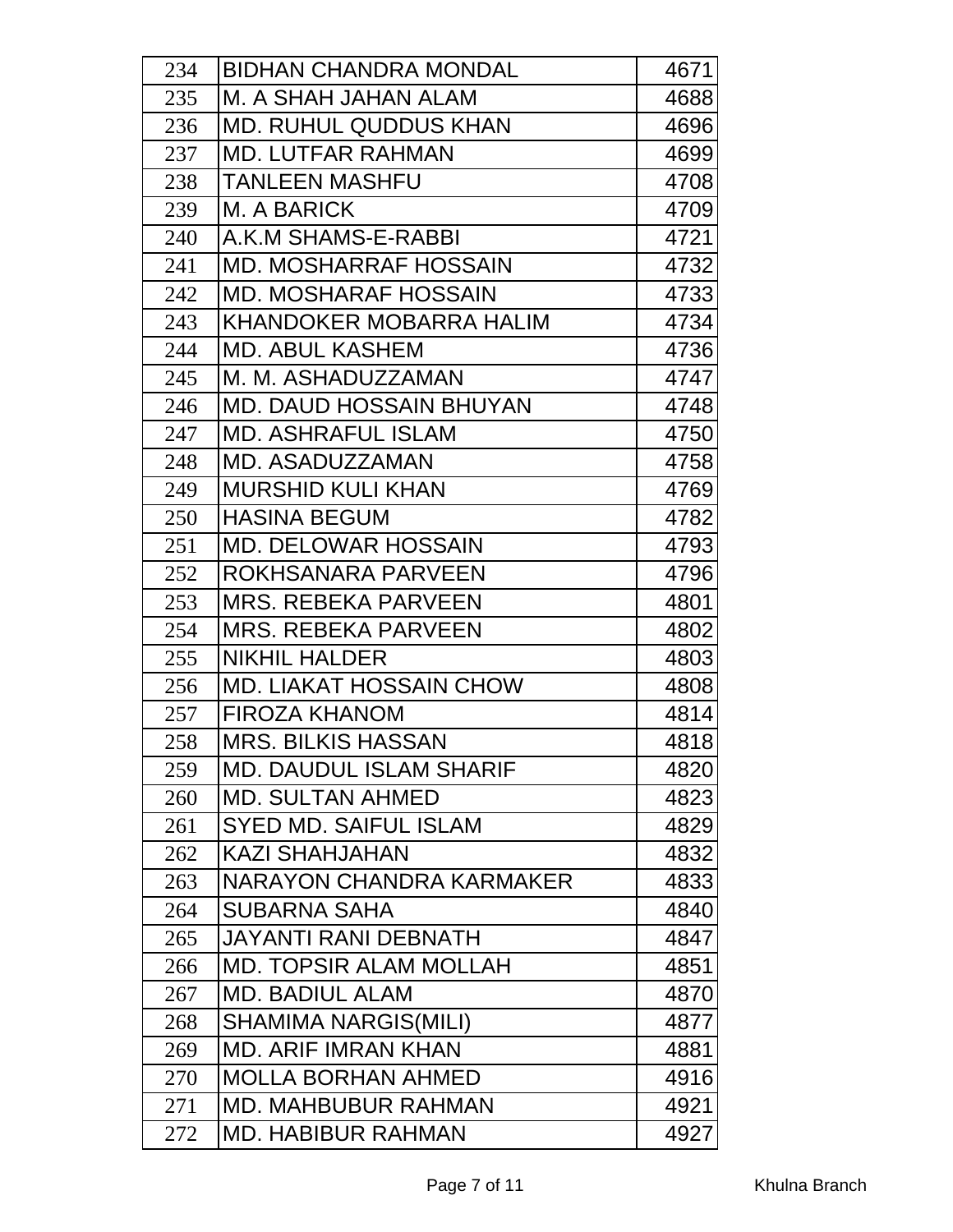| 234 | BIDHAN CHANDRA MONDAL | 4671 |
|---|---|---|
| 235 | M. A SHAH JAHAN ALAM | 4688 |
| 236 | MD. RUHUL QUDDUS KHAN | 4696 |
| 237 | MD. LUTFAR RAHMAN | 4699 |
| 238 | TANLEEN MASHFU | 4708 |
| 239 | M. A BARICK | 4709 |
| 240 | A.K.M SHAMS-E-RABBI | 4721 |
| 241 | MD. MOSHARRAF HOSSAIN | 4732 |
| 242 | MD. MOSHARAF HOSSAIN | 4733 |
| 243 | KHANDOKER MOBARRA HALIM | 4734 |
| 244 | MD. ABUL KASHEM | 4736 |
| 245 | M. M. ASHADUZZAMAN | 4747 |
| 246 | MD. DAUD HOSSAIN BHUYAN | 4748 |
| 247 | MD. ASHRAFUL ISLAM | 4750 |
| 248 | MD. ASADUZZAMAN | 4758 |
| 249 | MURSHID KULI KHAN | 4769 |
| 250 | HASINA BEGUM | 4782 |
| 251 | MD. DELOWAR HOSSAIN | 4793 |
| 252 | ROKHSANARA PARVEEN | 4796 |
| 253 | MRS. REBEKA PARVEEN | 4801 |
| 254 | MRS. REBEKA PARVEEN | 4802 |
| 255 | NIKHIL HALDER | 4803 |
| 256 | MD. LIAKAT HOSSAIN CHOW | 4808 |
| 257 | FIROZA KHANOM | 4814 |
| 258 | MRS. BILKIS HASSAN | 4818 |
| 259 | MD. DAUDUL ISLAM SHARIF | 4820 |
| 260 | MD. SULTAN AHMED | 4823 |
| 261 | SYED MD. SAIFUL ISLAM | 4829 |
| 262 | KAZI SHAHJAHAN | 4832 |
| 263 | NARAYON CHANDRA KARMAKER | 4833 |
| 264 | SUBARNA SAHA | 4840 |
| 265 | JAYANTI RANI DEBNATH | 4847 |
| 266 | MD. TOPSIR ALAM MOLLAH | 4851 |
| 267 | MD. BADIUL ALAM | 4870 |
| 268 | SHAMIMA NARGIS(MILI) | 4877 |
| 269 | MD. ARIF IMRAN KHAN | 4881 |
| 270 | MOLLA BORHAN AHMED | 4916 |
| 271 | MD. MAHBUBUR RAHMAN | 4921 |
| 272 | MD. HABIBUR RAHMAN | 4927 |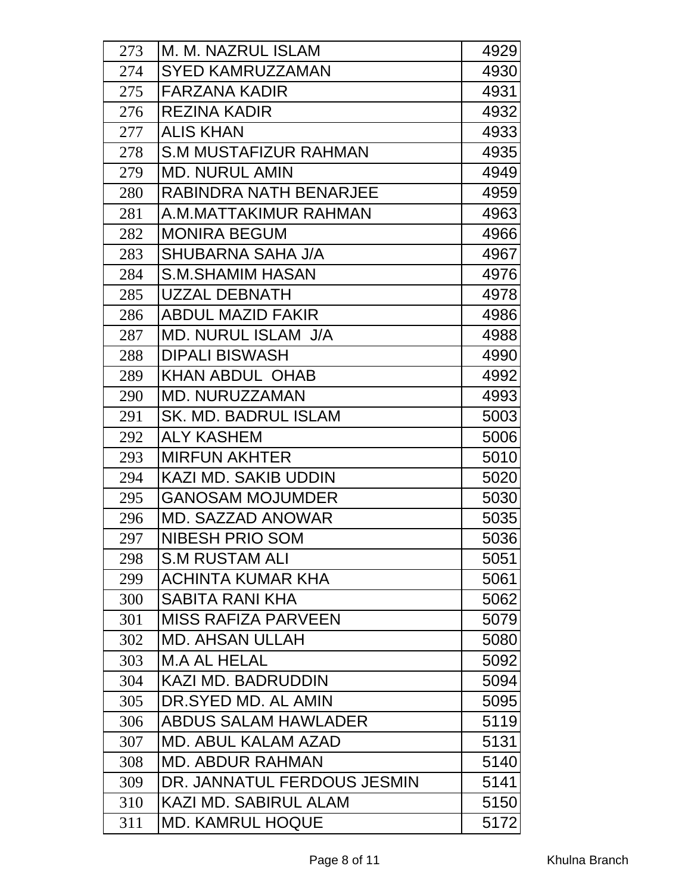| | | |
|---|---|---|
| 273 | M. M. NAZRUL ISLAM | 4929 |
| 274 | SYED KAMRUZZAMAN | 4930 |
| 275 | FARZANA KADIR | 4931 |
| 276 | REZINA KADIR | 4932 |
| 277 | ALIS KHAN | 4933 |
| 278 | S.M MUSTAFIZUR RAHMAN | 4935 |
| 279 | MD. NURUL AMIN | 4949 |
| 280 | RABINDRA NATH BENARJEE | 4959 |
| 281 | A.M.MATTAKIMUR RAHMAN | 4963 |
| 282 | MONIRA BEGUM | 4966 |
| 283 | SHUBARNA SAHA J/A | 4967 |
| 284 | S.M.SHAMIM HASAN | 4976 |
| 285 | UZZAL DEBNATH | 4978 |
| 286 | ABDUL MAZID FAKIR | 4986 |
| 287 | MD. NURUL ISLAM J/A | 4988 |
| 288 | DIPALI BISWASH | 4990 |
| 289 | KHAN ABDUL OHAB | 4992 |
| 290 | MD. NURUZZAMAN | 4993 |
| 291 | SK. MD. BADRUL ISLAM | 5003 |
| 292 | ALY KASHEM | 5006 |
| 293 | MIRFUN AKHTER | 5010 |
| 294 | KAZI MD. SAKIB UDDIN | 5020 |
| 295 | GANOSAM MOJUMDER | 5030 |
| 296 | MD. SAZZAD ANOWAR | 5035 |
| 297 | NIBESH PRIO SOM | 5036 |
| 298 | S.M RUSTAM ALI | 5051 |
| 299 | ACHINTA KUMAR KHA | 5061 |
| 300 | SABITA RANI KHA | 5062 |
| 301 | MISS RAFIZA PARVEEN | 5079 |
| 302 | MD. AHSAN ULLAH | 5080 |
| 303 | M.A AL HELAL | 5092 |
| 304 | KAZI MD. BADRUDDIN | 5094 |
| 305 | DR.SYED MD. AL AMIN | 5095 |
| 306 | ABDUS SALAM HAWLADER | 5119 |
| 307 | MD. ABUL KALAM AZAD | 5131 |
| 308 | MD. ABDUR RAHMAN | 5140 |
| 309 | DR. JANNATUL FERDOUS JESMIN | 5141 |
| 310 | KAZI MD. SABIRUL ALAM | 5150 |
| 311 | MD. KAMRUL HOQUE | 5172 |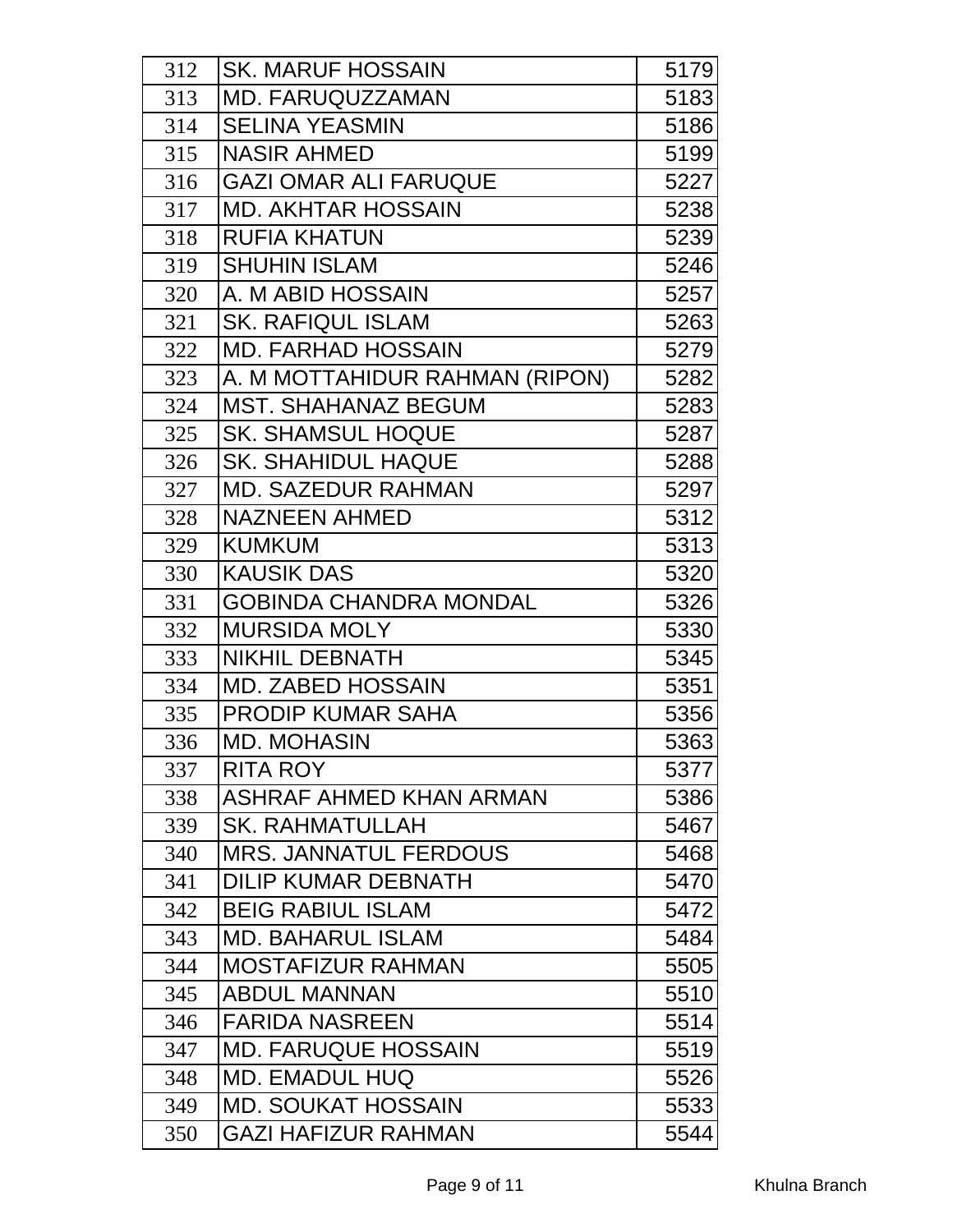| | | |
|---|---|---|
| 312 | SK. MARUF HOSSAIN | 5179 |
| 313 | MD. FARUQUZZAMAN | 5183 |
| 314 | SELINA YEASMIN | 5186 |
| 315 | NASIR AHMED | 5199 |
| 316 | GAZI OMAR ALI FARUQUE | 5227 |
| 317 | MD. AKHTAR HOSSAIN | 5238 |
| 318 | RUFIA KHATUN | 5239 |
| 319 | SHUHIN ISLAM | 5246 |
| 320 | A. M ABID HOSSAIN | 5257 |
| 321 | SK. RAFIQUL ISLAM | 5263 |
| 322 | MD. FARHAD HOSSAIN | 5279 |
| 323 | A. M MOTTAHIDUR RAHMAN (RIPON) | 5282 |
| 324 | MST. SHAHANAZ BEGUM | 5283 |
| 325 | SK. SHAMSUL HOQUE | 5287 |
| 326 | SK. SHAHIDUL HAQUE | 5288 |
| 327 | MD. SAZEDUR RAHMAN | 5297 |
| 328 | NAZNEEN AHMED | 5312 |
| 329 | KUMKUM | 5313 |
| 330 | KAUSIK DAS | 5320 |
| 331 | GOBINDA CHANDRA MONDAL | 5326 |
| 332 | MURSIDA MOLY | 5330 |
| 333 | NIKHIL DEBNATH | 5345 |
| 334 | MD. ZABED HOSSAIN | 5351 |
| 335 | PRODIP KUMAR SAHA | 5356 |
| 336 | MD. MOHASIN | 5363 |
| 337 | RITA ROY | 5377 |
| 338 | ASHRAF AHMED KHAN ARMAN | 5386 |
| 339 | SK. RAHMATULLAH | 5467 |
| 340 | MRS. JANNATUL FERDOUS | 5468 |
| 341 | DILIP KUMAR DEBNATH | 5470 |
| 342 | BEIG RABIUL ISLAM | 5472 |
| 343 | MD. BAHARUL ISLAM | 5484 |
| 344 | MOSTAFIZUR RAHMAN | 5505 |
| 345 | ABDUL MANNAN | 5510 |
| 346 | FARIDA NASREEN | 5514 |
| 347 | MD. FARUQUE HOSSAIN | 5519 |
| 348 | MD. EMADUL HUQ | 5526 |
| 349 | MD. SOUKAT HOSSAIN | 5533 |
| 350 | GAZI HAFIZUR RAHMAN | 5544 |

Khulna Branch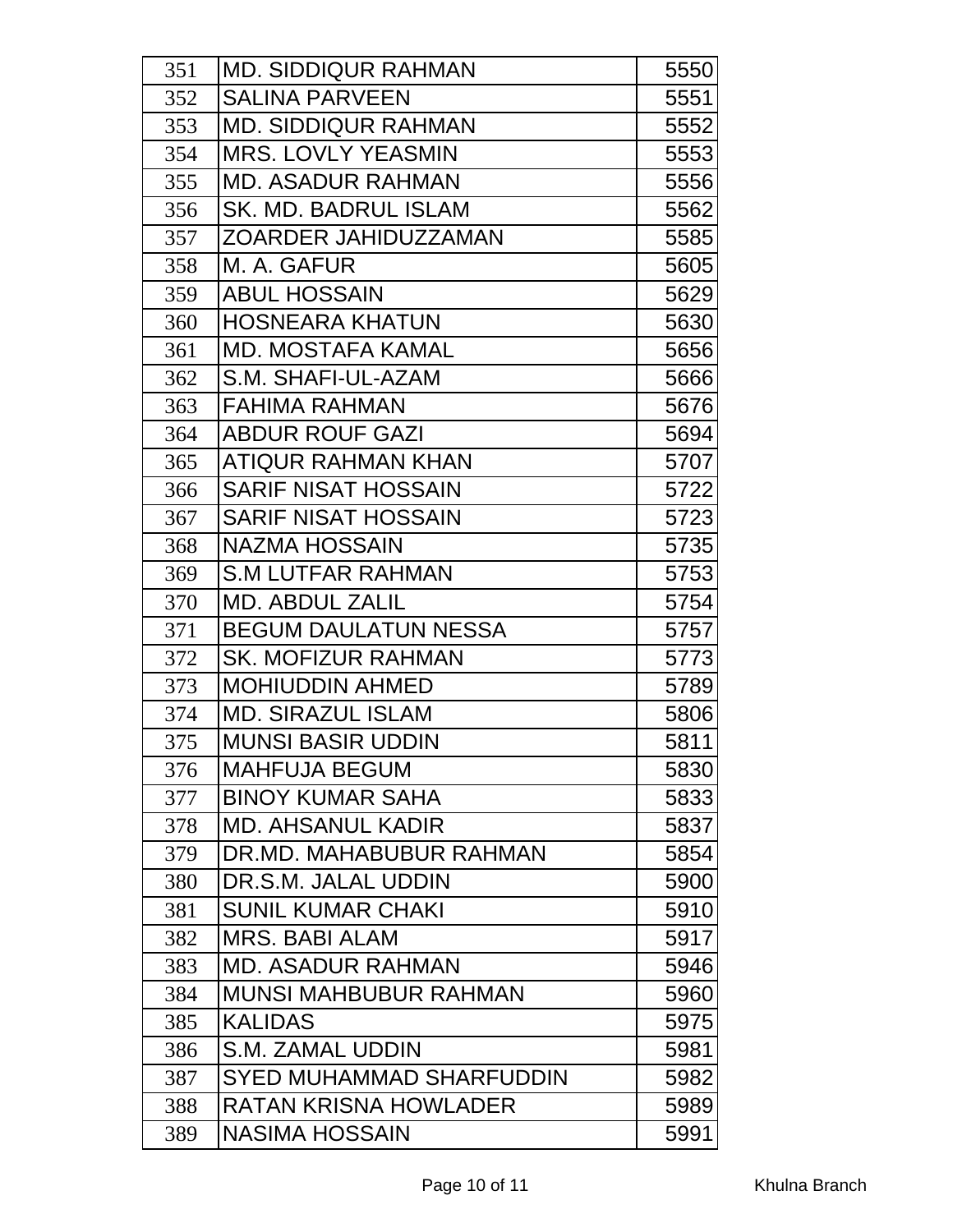| | | |
|---|---|---|
| 351 | MD. SIDDIQUR RAHMAN | 5550 |
| 352 | SALINA PARVEEN | 5551 |
| 353 | MD. SIDDIQUR RAHMAN | 5552 |
| 354 | MRS. LOVLY YEASMIN | 5553 |
| 355 | MD. ASADUR RAHMAN | 5556 |
| 356 | SK. MD. BADRUL ISLAM | 5562 |
| 357 | ZOARDER JAHIDUZZAMAN | 5585 |
| 358 | M. A. GAFUR | 5605 |
| 359 | ABUL HOSSAIN | 5629 |
| 360 | HOSNEARA KHATUN | 5630 |
| 361 | MD. MOSTAFA KAMAL | 5656 |
| 362 | S.M. SHAFI-UL-AZAM | 5666 |
| 363 | FAHIMA RAHMAN | 5676 |
| 364 | ABDUR ROUF GAZI | 5694 |
| 365 | ATIQUR RAHMAN KHAN | 5707 |
| 366 | SARIF NISAT HOSSAIN | 5722 |
| 367 | SARIF NISAT HOSSAIN | 5723 |
| 368 | NAZMA HOSSAIN | 5735 |
| 369 | S.M LUTFAR RAHMAN | 5753 |
| 370 | MD. ABDUL ZALIL | 5754 |
| 371 | BEGUM DAULATUN NESSA | 5757 |
| 372 | SK. MOFIZUR RAHMAN | 5773 |
| 373 | MOHIUDDIN AHMED | 5789 |
| 374 | MD. SIRAZUL ISLAM | 5806 |
| 375 | MUNSI BASIR UDDIN | 5811 |
| 376 | MAHFUJA BEGUM | 5830 |
| 377 | BINOY KUMAR SAHA | 5833 |
| 378 | MD. AHSANUL KADIR | 5837 |
| 379 | DR.MD. MAHABUBUR RAHMAN | 5854 |
| 380 | DR.S.M. JALAL UDDIN | 5900 |
| 381 | SUNIL KUMAR CHAKI | 5910 |
| 382 | MRS. BABI ALAM | 5917 |
| 383 | MD. ASADUR RAHMAN | 5946 |
| 384 | MUNSI MAHBUBUR RAHMAN | 5960 |
| 385 | KALIDAS | 5975 |
| 386 | S.M. ZAMAL UDDIN | 5981 |
| 387 | SYED MUHAMMAD SHARFUDDIN | 5982 |
| 388 | RATAN KRISNA HOWLADER | 5989 |
| 389 | NASIMA HOSSAIN | 5991 |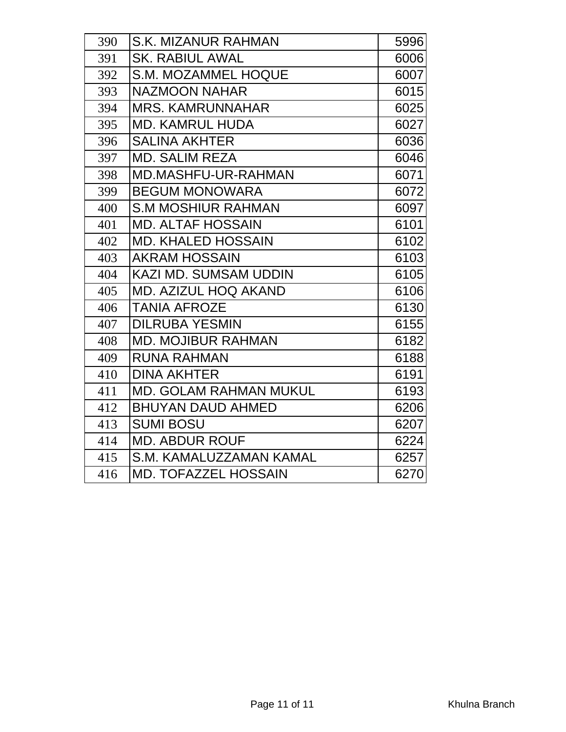| | | |
|---|---|---|
| 390 | S.K. MIZANUR RAHMAN | 5996 |
| 391 | SK. RABIUL AWAL | 6006 |
| 392 | S.M. MOZAMMEL HOQUE | 6007 |
| 393 | NAZMOON NAHAR | 6015 |
| 394 | MRS. KAMRUNNAHAR | 6025 |
| 395 | MD. KAMRUL HUDA | 6027 |
| 396 | SALINA AKHTER | 6036 |
| 397 | MD. SALIM REZA | 6046 |
| 398 | MD.MASHFU-UR-RAHMAN | 6071 |
| 399 | BEGUM MONOWARA | 6072 |
| 400 | S.M MOSHIUR RAHMAN | 6097 |
| 401 | MD. ALTAF HOSSAIN | 6101 |
| 402 | MD. KHALED HOSSAIN | 6102 |
| 403 | AKRAM HOSSAIN | 6103 |
| 404 | KAZI MD. SUMSAM UDDIN | 6105 |
| 405 | MD. AZIZUL HOQ AKAND | 6106 |
| 406 | TANIA AFROZE | 6130 |
| 407 | DILRUBA YESMIN | 6155 |
| 408 | MD. MOJIBUR RAHMAN | 6182 |
| 409 | RUNA RAHMAN | 6188 |
| 410 | DINA AKHTER | 6191 |
| 411 | MD. GOLAM RAHMAN MUKUL | 6193 |
| 412 | BHUYAN DAUD AHMED | 6206 |
| 413 | SUMI BOSU | 6207 |
| 414 | MD. ABDUR ROUF | 6224 |
| 415 | S.M. KAMALUZZAMAN KAMAL | 6257 |
| 416 | MD. TOFAZZEL HOSSAIN | 6270 |